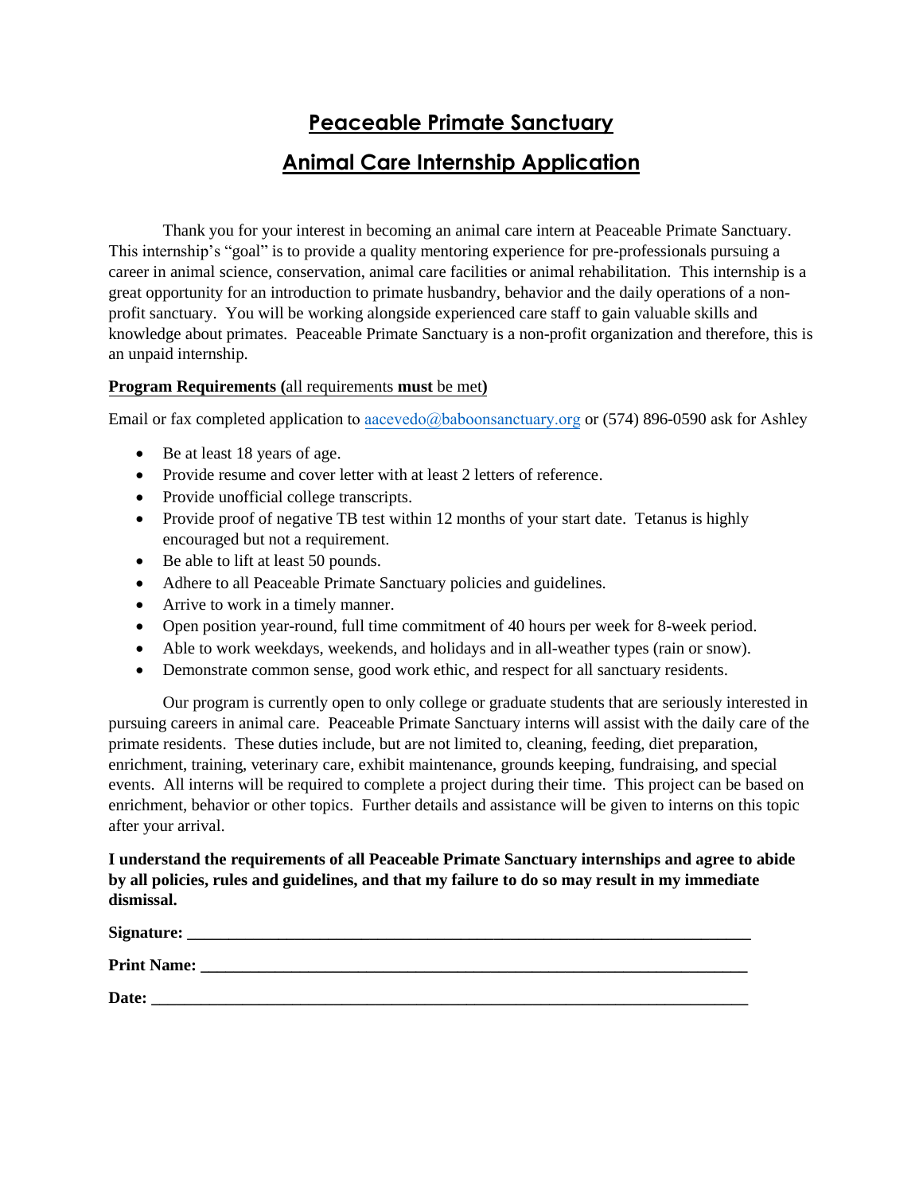# Peaceable Primate Sanctuary

# Animal Care Internship Application

Thank you for your interest in becoming an animal care intern at Peaceable Primate Sanctuary. This internship's "goal" is to provide a quality mentoring experience for pre-professionals pursuing a career in animal science, conservation, animal care facilities or animal rehabilitation. This internship is a great opportunity for an introduction to primate husbandry, behavior and the daily operations of a non-profit sanctuary. You will be working alongside experienced care staff to gain valuable skills and knowledge about primates. Peaceable Primate Sanctuary is a non-profit organization and therefore, this is an unpaid internship.

**Program Requirements (**all requirements **must** be met**)**

Email or fax completed application to aacevedo@baboonsanctuary.org or (574) 896-0590 ask for Ashley

- Be at least 18 years of age.
- Provide resume and cover letter with at least 2 letters of reference.
- Provide unofficial college transcripts.
- Provide proof of negative TB test within 12 months of your start date. Tetanus is highly encouraged but not a requirement.
- Be able to lift at least 50 pounds.
- Adhere to all Peaceable Primate Sanctuary policies and guidelines.
- Arrive to work in a timely manner.
- Open position year-round, full time commitment of 40 hours per week for 8-week period.
- Able to work weekdays, weekends, and holidays and in all-weather types (rain or snow).
- Demonstrate common sense, good work ethic, and respect for all sanctuary residents.

Our program is currently open to only college or graduate students that are seriously interested in pursuing careers in animal care. Peaceable Primate Sanctuary interns will assist with the daily care of the primate residents. These duties include, but are not limited to, cleaning, feeding, diet preparation, enrichment, training, veterinary care, exhibit maintenance, grounds keeping, fundraising, and special events. All interns will be required to complete a project during their time. This project can be based on enrichment, behavior or other topics. Further details and assistance will be given to interns on this topic after your arrival.

**I understand the requirements of all Peaceable Primate Sanctuary internships and agree to abide by all policies, rules and guidelines, and that my failure to do so may result in my immediate dismissal.**

**Signature:** ______________________________________________

**Print Name:** ______________________________________________

**Date:** ______________________________________________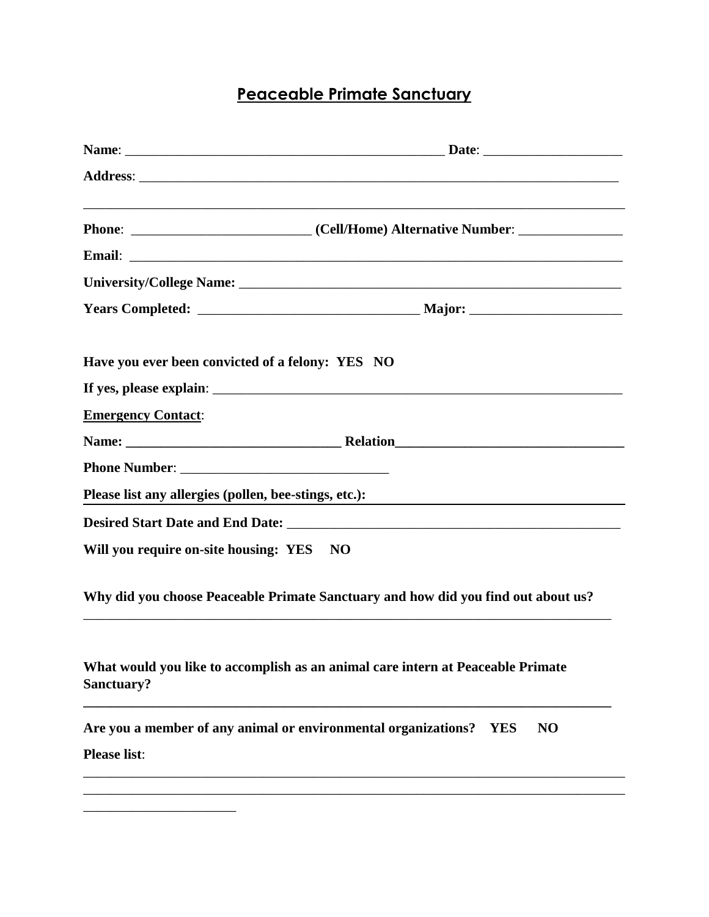# Peaceable Primate Sanctuary

**Name**: _______________________________________________ **Date**: ____________________

**Address**: ________________________________________________________________________

_____________________________________________________________________________________

**Phone**: _________________________ **(Cell/Home) Alternative Number**: _______________

**Email**: __________________________________________________________________________

**University/College Name:** _________________________________________________________

**Years Completed:** _______________________________ **Major:** _____________________

**Have you ever been convicted of a felony: YES NO**

**If yes, please explain**: _____________________________________________________________

**Emergency Contact**:

**Name: _______________________________ Relation_________________________________**

**Phone Number**: ______________________________

**Please list any allergies (pollen, bee-stings, etc.):** ___________________________________

**Desired Start Date and End Date:** _________________________________________________

**Will you require on-site housing: YES NO**

**Why did you choose Peaceable Primate Sanctuary and how did you find out about us?**

_____________________________________________________________________________________

**What would you like to accomplish as an animal care intern at Peaceable Primate Sanctuary?**

_____________________________________________________________________________________

**Are you a member of any animal or environmental organizations? YES NO**

**Please list**:

_____________________________________________________________________________________

_____________________________________________________________________________________

______________________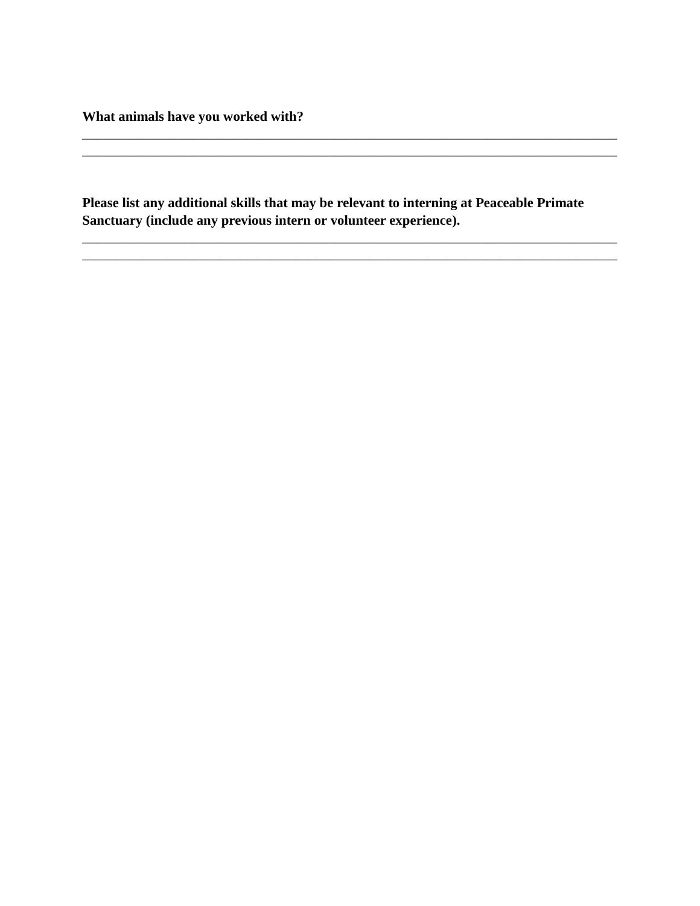**What animals have you worked with?**

\_\_\_\_\_\_\_\_\_\_\_\_\_\_\_\_\_\_\_\_\_\_\_\_\_\_\_\_\_\_\_\_\_\_\_\_\_\_\_\_\_\_\_\_\_\_\_\_\_\_\_\_\_\_\_\_\_\_\_\_\_\_\_\_\_\_\_\_\_\_\_\_\_\_\_\_\_\_\_\_\_\_\_

\_\_\_\_\_\_\_\_\_\_\_\_\_\_\_\_\_\_\_\_\_\_\_\_\_\_\_\_\_\_\_\_\_\_\_\_\_\_\_\_\_\_\_\_\_\_\_\_\_\_\_\_\_\_\_\_\_\_\_\_\_\_\_\_\_\_\_\_\_\_\_\_\_\_\_\_\_\_\_\_\_\_\_

**Please list any additional skills that may be relevant to interning at Peaceable Primate Sanctuary (include any previous intern or volunteer experience).**

\_\_\_\_\_\_\_\_\_\_\_\_\_\_\_\_\_\_\_\_\_\_\_\_\_\_\_\_\_\_\_\_\_\_\_\_\_\_\_\_\_\_\_\_\_\_\_\_\_\_\_\_\_\_\_\_\_\_\_\_\_\_\_\_\_\_\_\_\_\_\_\_\_\_\_\_\_\_\_\_\_\_\_

\_\_\_\_\_\_\_\_\_\_\_\_\_\_\_\_\_\_\_\_\_\_\_\_\_\_\_\_\_\_\_\_\_\_\_\_\_\_\_\_\_\_\_\_\_\_\_\_\_\_\_\_\_\_\_\_\_\_\_\_\_\_\_\_\_\_\_\_\_\_\_\_\_\_\_\_\_\_\_\_\_\_\_